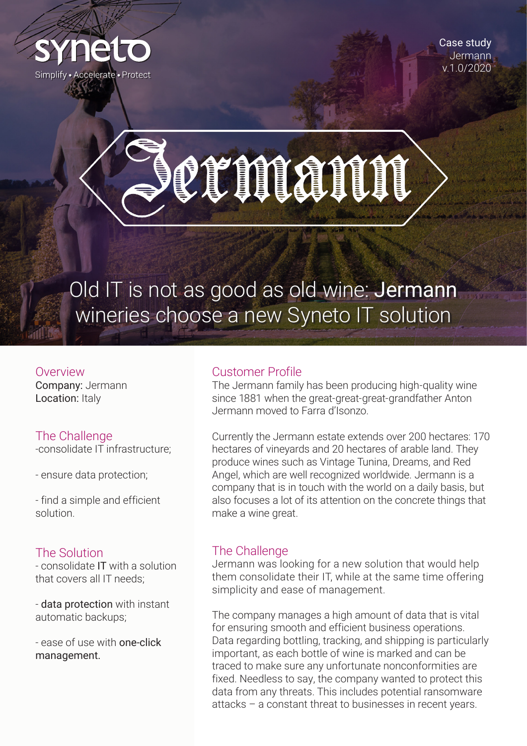synetо

Simplify • Accelerate • Protect

Case study
Jermann
v.1.0/2020

Jermann

# Old IT is not as good as old wine: **Jermann** wineries choose a new Syneto IT solution

## Overview

**Company:** Jermann
**Location:** Italy

## The Challenge

-consolidate IT infrastructure;

- ensure data protection;

- find a simple and efficient solution.

## The Solution

- consolidate **IT** with a solution that covers all IT needs;

- **data protection** with instant automatic backups;

- ease of use with **one-click management.**

## Customer Profile

The Jermann family has been producing high-quality wine since 1881 when the great-great-great-grandfather Anton Jermann moved to Farra d'Isonzo.

Currently the Jermann estate extends over 200 hectares: 170 hectares of vineyards and 20 hectares of arable land. They produce wines such as Vintage Tunina, Dreams, and Red Angel, which are well recognized worldwide. Jermann is a company that is in touch with the world on a daily basis, but also focuses a lot of its attention on the concrete things that make a wine great.

## The Challenge

Jermann was looking for a new solution that would help them consolidate their IT, while at the same time offering simplicity and ease of management.

The company manages a high amount of data that is vital for ensuring smooth and efficient business operations. Data regarding bottling, tracking, and shipping is particularly important, as each bottle of wine is marked and can be traced to make sure any unfortunate nonconformities are fixed. Needless to say, the company wanted to protect this data from any threats. This includes potential ransomware attacks – a constant threat to businesses in recent years.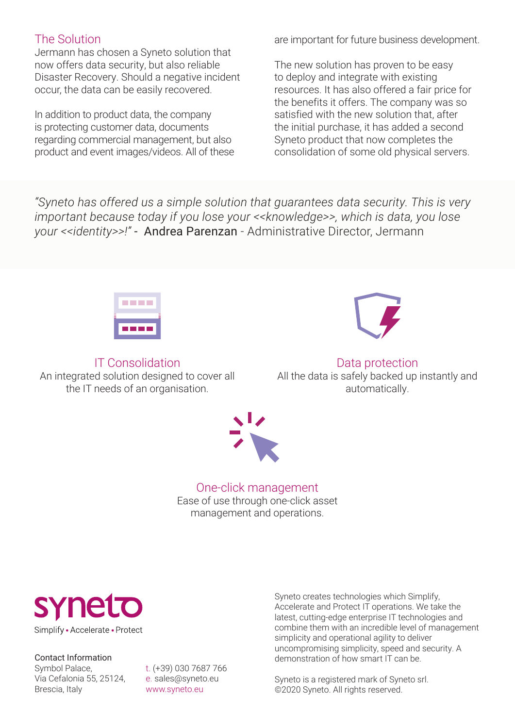## The Solution

Jermann has chosen a Syneto solution that now offers data security, but also reliable Disaster Recovery. Should a negative incident occur, the data can be easily recovered.

In addition to product data, the company is protecting customer data, documents regarding commercial management, but also product and event images/videos. All of these are important for future business development.

The new solution has proven to be easy to deploy and integrate with existing resources. It has also offered a fair price for the benefits it offers. The company was so satisfied with the new solution that, after the initial purchase, it has added a second Syneto product that now completes the consolidation of some old physical servers.

*"Syneto has offered us a simple solution that guarantees data security. This is very important because today if you lose your <<knowledge>>, which is data, you lose your <<identity>>!"* - Andrea Parenzan - Administrative Director, Jermann

### IT Consolidation

An integrated solution designed to cover all the IT needs of an organisation.

### Data protection

All the data is safely backed up instantly and automatically.

### One-click management

Ease of use through one-click asset management and operations.

syneto

Simplify • Accelerate • Protect

Contact Information

Symbol Palace,
Via Cefalonia 55, 25124,
Brescia, Italy

t. (+39) 030 7687 766
e. sales@syneto.eu
www.syneto.eu

Syneto creates technologies which Simplify, Accelerate and Protect IT operations. We take the latest, cutting-edge enterprise IT technologies and combine them with an incredible level of management simplicity and operational agility to deliver uncompromising simplicity, speed and security. A demonstration of how smart IT can be.

Syneto is a registered mark of Syneto srl.
©2020 Syneto. All rights reserved.